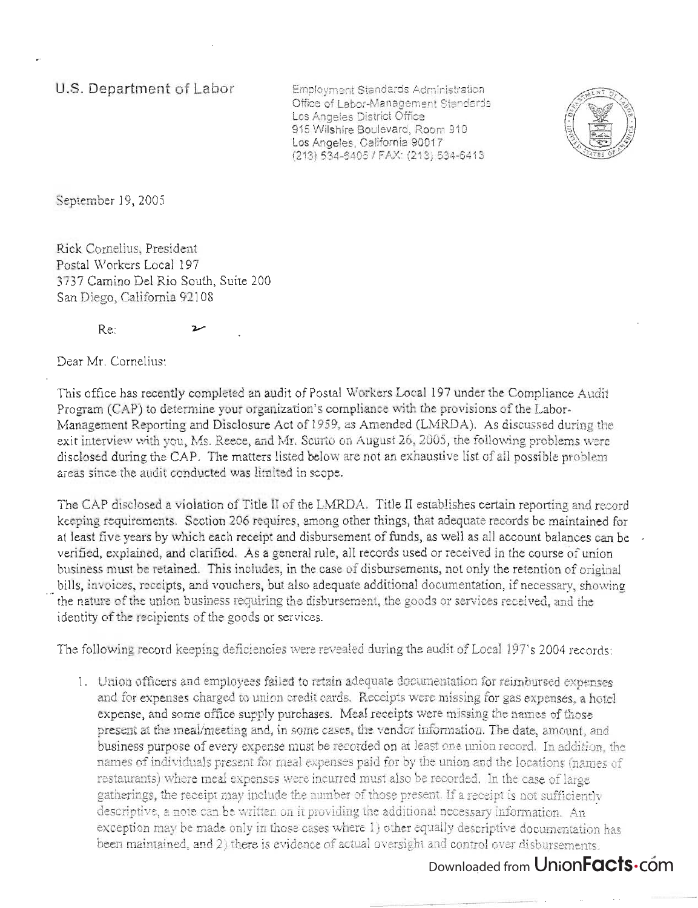U.S. Department of Labor

Employment Standards Administration
Office of Labor-Management Standards
Los Angeles District Office
915 Wilshire Boulevard, Room 910
Los Angeles, California 90017
(213) 534-6405 / FAX: (213) 534-6413

September 19, 2005

Rick Cornelius, President
Postal Workers Local 197
3737 Camino Del Rio South, Suite 200
San Diego, California 92108

Re:

Dear Mr. Cornelius:

This office has recently completed an audit of Postal Workers Local 197 under the Compliance Audit Program (CAP) to determine your organization's compliance with the provisions of the Labor-Management Reporting and Disclosure Act of 1959, as Amended (LMRDA). As discussed during the exit interview with you, Ms. Reece, and Mr. Scurto on August 26, 2005, the following problems were disclosed during the CAP. The matters listed below are not an exhaustive list of all possible problem areas since the audit conducted was limited in scope.

The CAP disclosed a violation of Title II of the LMRDA. Title II establishes certain reporting and record keeping requirements. Section 206 requires, among other things, that adequate records be maintained for at least five years by which each receipt and disbursement of funds, as well as all account balances can be verified, explained, and clarified. As a general rule, all records used or received in the course of union business must be retained. This includes, in the case of disbursements, not only the retention of original bills, invoices, receipts, and vouchers, but also adequate additional documentation, if necessary, showing the nature of the union business requiring the disbursement, the goods or services received, and the identity of the recipients of the goods or services.

The following record keeping deficiencies were revealed during the audit of Local 197's 2004 records:

1. Union officers and employees failed to retain adequate documentation for reimbursed expenses and for expenses charged to union credit cards. Receipts were missing for gas expenses, a hotel expense, and some office supply purchases. Meal receipts were missing the names of those present at the meal/meeting and, in some cases, the vendor information. The date, amount, and business purpose of every expense must be recorded on at least one union record. In addition, the names of individuals present for meal expenses paid for by the union and the locations (names of restaurants) where meal expenses were incurred must also be recorded. In the case of large gatherings, the receipt may include the number of those present. If a receipt is not sufficiently descriptive, a note can be written on it providing the additional necessary information. An exception may be made only in those cases where 1) other equally descriptive documentation has been maintained, and 2) there is evidence of actual oversight and control over disbursements.

Downloaded from UnionFacts.com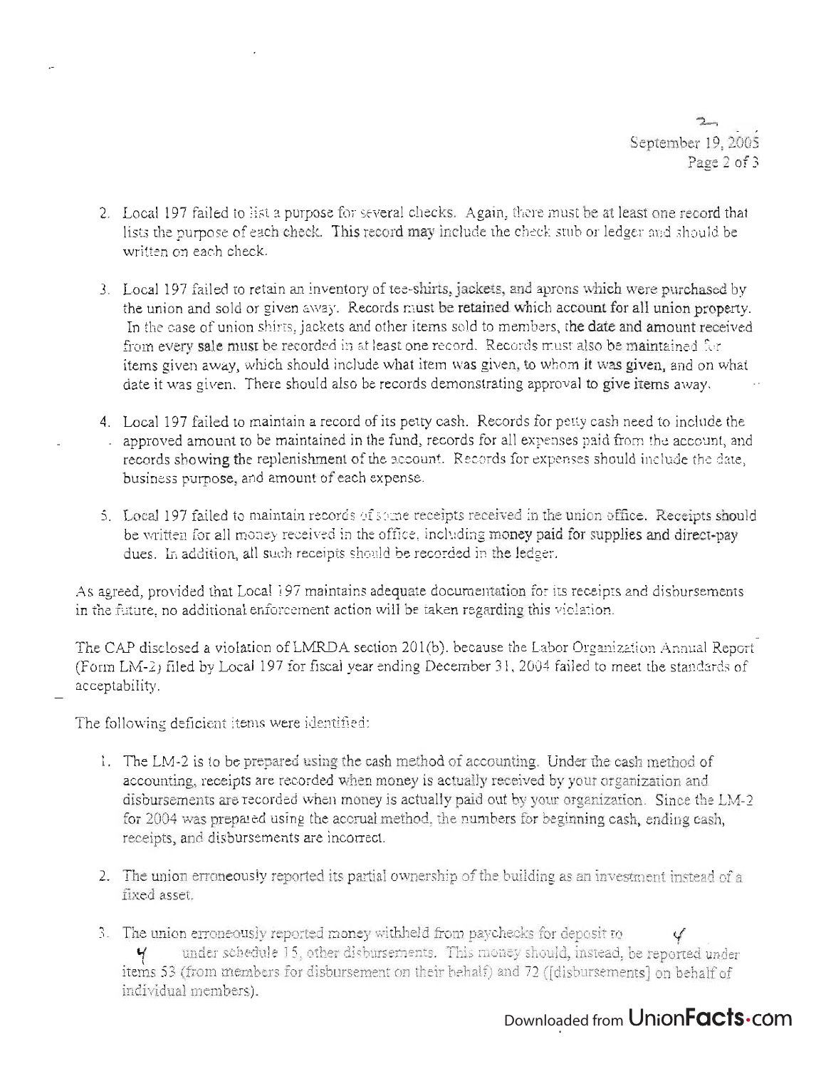2. Local 197 failed to list a purpose for several checks. Again, there must be at least one record that lists the purpose of each check. This record may include the check stub or ledger and should be written on each check.

3. Local 197 failed to retain an inventory of tee-shirts, jackets, and aprons which were purchased by the union and sold or given away. Records must be retained which account for all union property. In the case of union shirts, jackets and other items sold to members, the date and amount received from every sale must be recorded in at least one record. Records must also be maintained for items given away, which should include what item was given, to whom it was given, and on what date it was given. There should also be records demonstrating approval to give items away.

4. Local 197 failed to maintain a record of its petty cash. Records for petty cash need to include the approved amount to be maintained in the fund, records for all expenses paid from the account, and records showing the replenishment of the account. Records for expenses should include the date, business purpose, and amount of each expense.

5. Local 197 failed to maintain records of some receipts received in the union office. Receipts should be written for all money received in the office, including money paid for supplies and direct-pay dues. In addition, all such receipts should be recorded in the ledger.

As agreed, provided that Local 197 maintains adequate documentation for its receipts and disbursements in the future, no additional enforcement action will be taken regarding this violation.

The CAP disclosed a violation of LMRDA section 201(b), because the Labor Organization Annual Report (Form LM-2) filed by Local 197 for fiscal year ending December 31, 2004 failed to meet the standards of acceptability.

The following deficient items were identified:

1. The LM-2 is to be prepared using the cash method of accounting. Under the cash method of accounting, receipts are recorded when money is actually received by your organization and disbursements are recorded when money is actually paid out by your organization. Since the LM-2 for 2004 was prepared using the accrual method, the numbers for beginning cash, ending cash, receipts, and disbursements are incorrect.

2. The union erroneously reported its partial ownership of the building as an investment instead of a fixed asset.

3. The union erroneously reported money withheld from paychecks for deposit to under schedule 15, other disbursements. This money should, instead, be reported under items 53 (from members for disbursement on their behalf) and 72 ([disbursements] on behalf of individual members).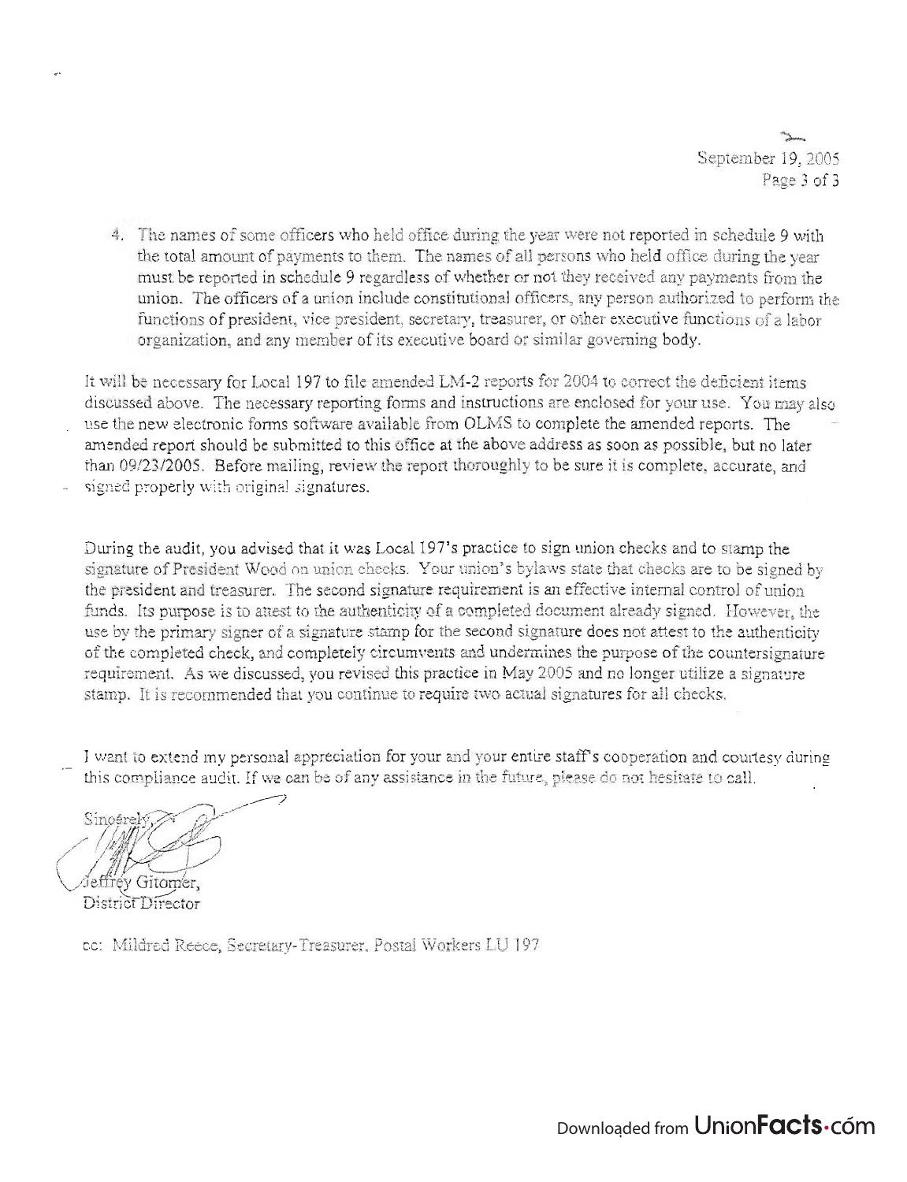4. The names of some officers who held office during the year were not reported in schedule 9 with the total amount of payments to them. The names of all persons who held office during the year must be reported in schedule 9 regardless of whether or not they received any payments from the union. The officers of a union include constitutional officers, any person authorized to perform the functions of president, vice president, secretary, treasurer, or other executive functions of a labor organization, and any member of its executive board or similar governing body.

It will be necessary for Local 197 to file amended LM-2 reports for 2004 to correct the deficient items discussed above. The necessary reporting forms and instructions are enclosed for your use. You may also use the new electronic forms software available from OLMS to complete the amended reports. The amended report should be submitted to this office at the above address as soon as possible, but no later than 09/23/2005. Before mailing, review the report thoroughly to be sure it is complete, accurate, and signed properly with original signatures.

During the audit, you advised that it was Local 197's practice to sign union checks and to stamp the signature of President Wood on union checks. Your union's bylaws state that checks are to be signed by the president and treasurer. The second signature requirement is an effective internal control of union funds. Its purpose is to attest to the authenticity of a completed document already signed. However, the use by the primary signer of a signature stamp for the second signature does not attest to the authenticity of the completed check, and completely circumvents and undermines the purpose of the countersignature requirement. As we discussed, you revised this practice in May 2005 and no longer utilize a signature stamp. It is recommended that you continue to require two actual signatures for all checks.

I want to extend my personal appreciation for your and your entire staff's cooperation and courtesy during this compliance audit. If we can be of any assistance in the future, please do not hesitate to call.

Sincerely,

Jeffrey Gitomer,
District Director

cc: Mildred Reece, Secretary-Treasurer, Postal Workers LU 197